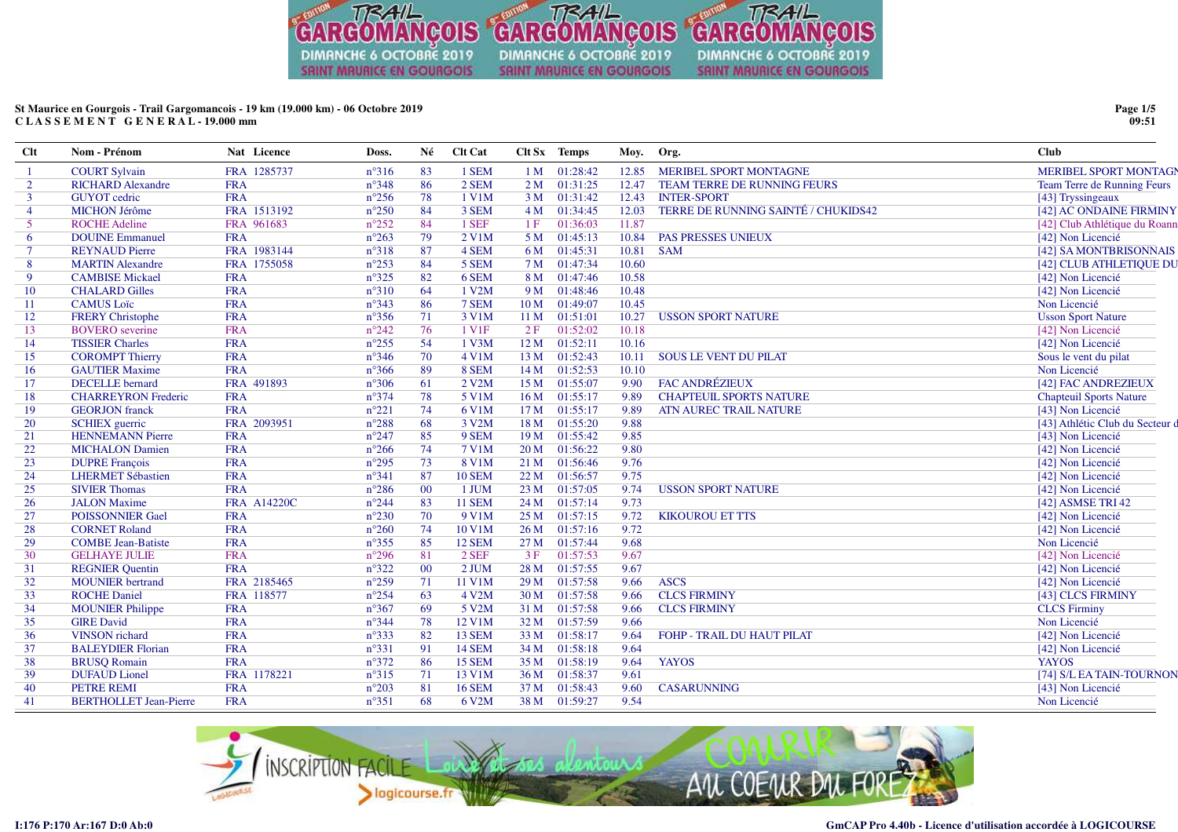St Maurice en Gourgois - Trail Gargomancois - 19 km (19.000 km) - 06 Octobre 2019

**CLASSEMENT GENERAL - 19.000 mm**

| Clt | Nom - Prénom | Nat | Licence | Doss. | Né | Clt Cat | Clt Sx | Temps | Moy. | Org. | Club |
|---|---|---|---|---|---|---|---|---|---|---|---|
| 1 | COURT Sylvain | FRA | 1285737 | n°316 | 83 | 1 SEM | 1 M | 01:28:42 | 12.85 | MERIBEL SPORT MONTAGNE | MERIBEL SPORT MONTAGN |
| 2 | RICHARD Alexandre | FRA | | n°348 | 86 | 2 SEM | 2 M | 01:31:25 | 12.47 | TEAM TERRE DE RUNNING FEURS | Team Terre de Running Feurs |
| 3 | GUYOT cedric | FRA | | n°256 | 78 | 1 V1M | 3 M | 01:31:42 | 12.43 | INTER-SPORT | [43] Tryssingeaux |
| 4 | MICHON Jérôme | FRA | 1513192 | n°250 | 84 | 3 SEM | 4 M | 01:34:45 | 12.03 | TERRE DE RUNNING SAINTÉ / CHUKIDS42 | [42] AC ONDAINE FIRMINY |
| 5 | ROCHE Adeline | FRA | 961683 | n°252 | 84 | 1 SEF | 1 F | 01:36:03 | 11.87 | | [42] Club Athlétique du Roann |
| 6 | DOUINE Emmanuel | FRA | | n°263 | 79 | 2 V1M | 5 M | 01:45:13 | 10.84 | PAS PRESSES UNIEUX | [42] Non Licencié |
| 7 | REYNAUD Pierre | FRA | 1983144 | n°318 | 87 | 4 SEM | 6 M | 01:45:31 | 10.81 | SAM | [42] SA MONTBRISONNAIS |
| 8 | MARTIN Alexandre | FRA | 1755058 | n°253 | 84 | 5 SEM | 7 M | 01:47:34 | 10.60 | | [42] CLUB ATHLETIQUE DU |
| 9 | CAMBISE Mickael | FRA | | n°325 | 82 | 6 SEM | 8 M | 01:47:46 | 10.58 | | [42] Non Licencié |
| 10 | CHALARD Gilles | FRA | | n°310 | 64 | 1 V2M | 9 M | 01:48:46 | 10.48 | | [42] Non Licencié |
| 11 | CAMUS Loïc | FRA | | n°343 | 86 | 7 SEM | 10 M | 01:49:07 | 10.45 | | Non Licencié |
| 12 | FRERY Christophe | FRA | | n°356 | 71 | 3 V1M | 11 M | 01:51:01 | 10.27 | USSON SPORT NATURE | Usson Sport Nature |
| 13 | BOVERO severine | FRA | | n°242 | 76 | 1 V1F | 2 F | 01:52:02 | 10.18 | | [42] Non Licencié |
| 14 | TISSIER Charles | FRA | | n°255 | 54 | 1 V3M | 12 M | 01:52:11 | 10.16 | | [42] Non Licencié |
| 15 | COROMPT Thierry | FRA | | n°346 | 70 | 4 V1M | 13 M | 01:52:43 | 10.11 | SOUS LE VENT DU PILAT | Sous le vent du pilat |
| 16 | GAUTIER Maxime | FRA | | n°366 | 89 | 8 SEM | 14 M | 01:52:53 | 10.10 | | Non Licencié |
| 17 | DECELLE bernard | FRA | 491893 | n°306 | 61 | 2 V2M | 15 M | 01:55:07 | 9.90 | FAC ANDRÉZIEUX | [42] FAC ANDREZIEUX |
| 18 | CHARREYRON Frederic | FRA | | n°374 | 78 | 5 V1M | 16 M | 01:55:17 | 9.89 | CHAPTEUIL SPORTS NATURE | Chapteuil Sports Nature |
| 19 | GEORJON franck | FRA | | n°221 | 74 | 6 V1M | 17 M | 01:55:17 | 9.89 | ATN AUREC TRAIL NATURE | [43] Non Licencié |
| 20 | SCHIEX guerric | FRA | 2093951 | n°288 | 68 | 3 V2M | 18 M | 01:55:20 | 9.88 | | [43] Athlétic Club du Secteur d |
| 21 | HENNEMANN Pierre | FRA | | n°247 | 85 | 9 SEM | 19 M | 01:55:42 | 9.85 | | [43] Non Licencié |
| 22 | MICHALON Damien | FRA | | n°266 | 74 | 7 V1M | 20 M | 01:56:22 | 9.80 | | [42] Non Licencié |
| 23 | DUPRE François | FRA | | n°295 | 73 | 8 V1M | 21 M | 01:56:46 | 9.76 | | [42] Non Licencié |
| 24 | LHERMET Sébastien | FRA | | n°341 | 87 | 10 SEM | 22 M | 01:56:57 | 9.75 | | [42] Non Licencié |
| 25 | SIVIER Thomas | FRA | | n°286 | 00 | 1 JUM | 23 M | 01:57:05 | 9.74 | USSON SPORT NATURE | [42] Non Licencié |
| 26 | JALON Maxime | FRA | A14220C | n°244 | 83 | 11 SEM | 24 M | 01:57:14 | 9.73 | | [42] ASMSE TRI 42 |
| 27 | POISSONNIER Gael | FRA | | n°230 | 70 | 9 V1M | 25 M | 01:57:15 | 9.72 | KIKOUROU ET TTS | [42] Non Licencié |
| 28 | CORNET Roland | FRA | | n°260 | 74 | 10 V1M | 26 M | 01:57:16 | 9.72 | | [42] Non Licencié |
| 29 | COMBE Jean-Batiste | FRA | | n°355 | 85 | 12 SEM | 27 M | 01:57:44 | 9.68 | | Non Licencié |
| 30 | GELHAYE JULIE | FRA | | n°296 | 81 | 2 SEF | 3 F | 01:57:53 | 9.67 | | [42] Non Licencié |
| 31 | REGNIER Quentin | FRA | | n°322 | 00 | 2 JUM | 28 M | 01:57:55 | 9.67 | | [42] Non Licencié |
| 32 | MOUNIER bertrand | FRA | 2185465 | n°259 | 71 | 11 V1M | 29 M | 01:57:58 | 9.66 | ASCS | [42] Non Licencié |
| 33 | ROCHE Daniel | FRA | 118577 | n°254 | 63 | 4 V2M | 30 M | 01:57:58 | 9.66 | CLCS FIRMINY | [43] CLCS FIRMINY |
| 34 | MOUNIER Philippe | FRA | | n°367 | 69 | 5 V2M | 31 M | 01:57:58 | 9.66 | CLCS FIRMINY | CLCS Firminy |
| 35 | GIRE David | FRA | | n°344 | 78 | 12 V1M | 32 M | 01:57:59 | 9.66 | | Non Licencié |
| 36 | VINSON richard | FRA | | n°333 | 82 | 13 SEM | 33 M | 01:58:17 | 9.64 | FOHP - TRAIL DU HAUT PILAT | [42] Non Licencié |
| 37 | BALEYDIER Florian | FRA | | n°331 | 91 | 14 SEM | 34 M | 01:58:18 | 9.64 | | [42] Non Licencié |
| 38 | BRUSQ Romain | FRA | | n°372 | 86 | 15 SEM | 35 M | 01:58:19 | 9.64 | YAYOS | YAYOS |
| 39 | DUFAUD Lionel | FRA | 1178221 | n°315 | 71 | 13 V1M | 36 M | 01:58:37 | 9.61 | | [74] S/L EA TAIN-TOURNON |
| 40 | PETRE REMI | FRA | | n°203 | 81 | 16 SEM | 37 M | 01:58:43 | 9.60 | CASARUNNING | [43] Non Licencié |
| 41 | BERTHOLLET Jean-Pierre | FRA | | n°351 | 68 | 6 V2M | 38 M | 01:59:27 | 9.54 | | Non Licencié |

I:176 P:170 Ar:167 D:0 Ab:0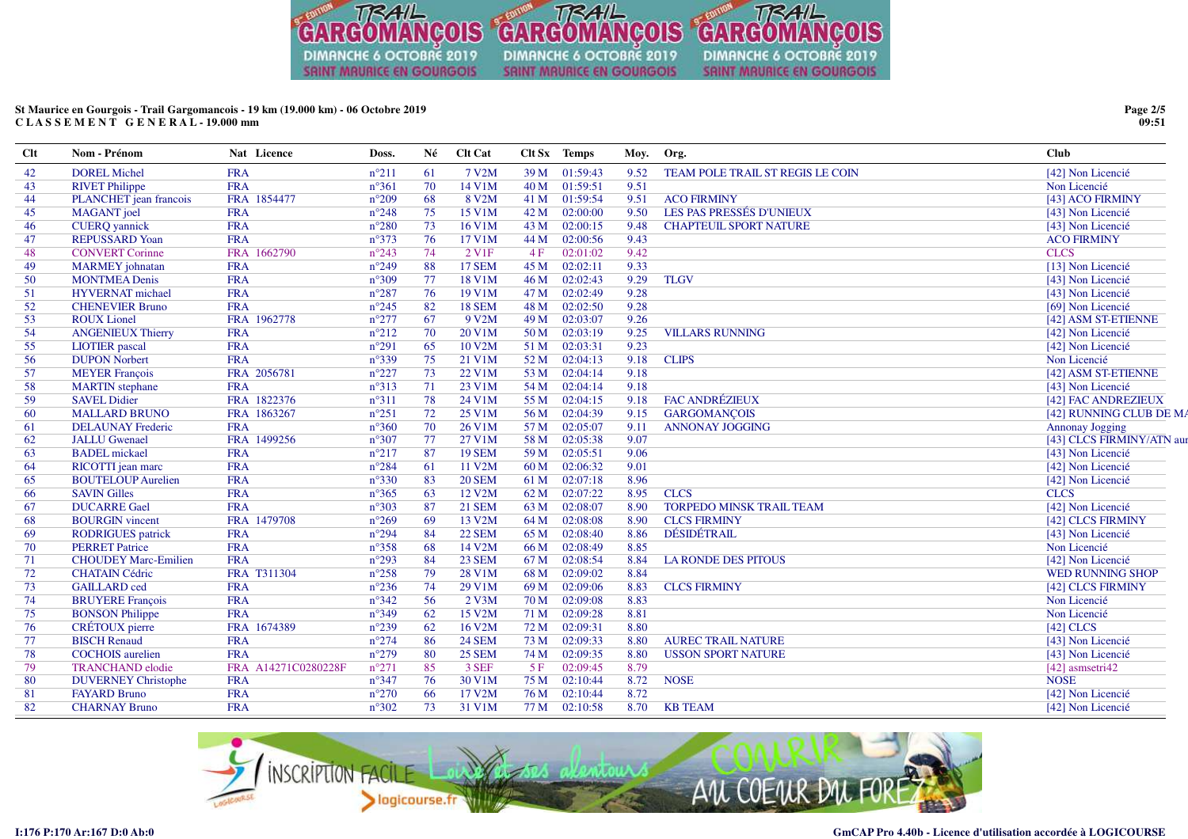St Maurice en Gourgois - Trail Gargomancois - 19 km (19.000 km) - 06 Octobre 2019
C L A S S E M E N T   G E N E R A L - 19.000 mm

| Clt | Nom - Prénom | Nat | Licence | Doss. | Né | Clt Cat | Clt Sx | Temps | Moy. | Org. | Club |
|---|---|---|---|---|---|---|---|---|---|---|---|
| 42 | DOREL Michel | FRA | | n°211 | 61 | 7 V2M | 39 M | 01:59:43 | 9.52 | TEAM POLE TRAIL ST REGIS LE COIN | [42] Non Licencié |
| 43 | RIVET Philippe | FRA | | n°361 | 70 | 14 V1M | 40 M | 01:59:51 | 9.51 | | Non Licencié |
| 44 | PLANCHET jean francois | FRA | 1854477 | n°209 | 68 | 8 V2M | 41 M | 01:59:54 | 9.51 | ACO FIRMINY | [43] ACO FIRMINY |
| 45 | MAGANT joel | FRA | | n°248 | 75 | 15 V1M | 42 M | 02:00:00 | 9.50 | LES PAS PRESSÉS D'UNIEUX | [43] Non Licencié |
| 46 | CUERQ yannick | FRA | | n°280 | 73 | 16 V1M | 43 M | 02:00:15 | 9.48 | CHAPTEUIL SPORT NATURE | [43] Non Licencié |
| 47 | REPUSSARD Yoan | FRA | | n°373 | 76 | 17 V1M | 44 M | 02:00:56 | 9.43 | | ACO FIRMINY |
| 48 | CONVERT Corinne | FRA | 1662790 | n°243 | 74 | 2 V1F | 4 F | 02:01:02 | 9.42 | | CLCS |
| 49 | MARMEY johnatan | FRA | | n°249 | 88 | 17 SEM | 45 M | 02:02:11 | 9.33 | | [13] Non Licencié |
| 50 | MONTMEA Denis | FRA | | n°309 | 77 | 18 V1M | 46 M | 02:02:43 | 9.29 | TLGV | [43] Non Licencié |
| 51 | HYVERNAT michael | FRA | | n°287 | 76 | 19 V1M | 47 M | 02:02:49 | 9.28 | | [43] Non Licencié |
| 52 | CHENEVIER Bruno | FRA | | n°245 | 82 | 18 SEM | 48 M | 02:02:50 | 9.28 | | [69] Non Licencié |
| 53 | ROUX Lionel | FRA | 1962778 | n°277 | 67 | 9 V2M | 49 M | 02:03:07 | 9.26 | | [42] ASM ST-ETIENNE |
| 54 | ANGENIEUX Thierry | FRA | | n°212 | 70 | 20 V1M | 50 M | 02:03:19 | 9.25 | VILLARS RUNNING | [42] Non Licencié |
| 55 | LIOTIER pascal | FRA | | n°291 | 65 | 10 V2M | 51 M | 02:03:31 | 9.23 | | [42] Non Licencié |
| 56 | DUPON Norbert | FRA | | n°339 | 75 | 21 V1M | 52 M | 02:04:13 | 9.18 | CLIPS | Non Licencié |
| 57 | MEYER François | FRA | 2056781 | n°227 | 73 | 22 V1M | 53 M | 02:04:14 | 9.18 | | [42] ASM ST-ETIENNE |
| 58 | MARTIN stephane | FRA | | n°313 | 71 | 23 V1M | 54 M | 02:04:14 | 9.18 | | [43] Non Licencié |
| 59 | SAVEL Didier | FRA | 1822376 | n°311 | 78 | 24 V1M | 55 M | 02:04:15 | 9.18 | FAC ANDRÉZIEUX | [42] FAC ANDREZIEUX |
| 60 | MALLARD BRUNO | FRA | 1863267 | n°251 | 72 | 25 V1M | 56 M | 02:04:39 | 9.15 | GARGOMANÇOIS | [42] RUNNING CLUB DE MA |
| 61 | DELAUNAY Frederic | FRA | | n°360 | 70 | 26 V1M | 57 M | 02:05:07 | 9.11 | ANNONAY JOGGING | Annonay Jogging |
| 62 | JALLU Gwenael | FRA | 1499256 | n°307 | 77 | 27 V1M | 58 M | 02:05:38 | 9.07 | | [43] CLCS FIRMINY/ATN aur |
| 63 | BADEL mickael | FRA | | n°217 | 87 | 19 SEM | 59 M | 02:05:51 | 9.06 | | [43] Non Licencié |
| 64 | RICOTTI jean marc | FRA | | n°284 | 61 | 11 V2M | 60 M | 02:06:32 | 9.01 | | [42] Non Licencié |
| 65 | BOUTELOUP Aurelien | FRA | | n°330 | 83 | 20 SEM | 61 M | 02:07:18 | 8.96 | | [42] Non Licencié |
| 66 | SAVIN Gilles | FRA | | n°365 | 63 | 12 V2M | 62 M | 02:07:22 | 8.95 | CLCS | CLCS |
| 67 | DUCARRE Gael | FRA | | n°303 | 87 | 21 SEM | 63 M | 02:08:07 | 8.90 | TORPEDO MINSK TRAIL TEAM | [42] Non Licencié |
| 68 | BOURGIN vincent | FRA | 1479708 | n°269 | 69 | 13 V2M | 64 M | 02:08:08 | 8.90 | CLCS FIRMINY | [42] CLCS FIRMINY |
| 69 | RODRIGUES patrick | FRA | | n°294 | 84 | 22 SEM | 65 M | 02:08:40 | 8.86 | DÉSIDÉTRAIL | [43] Non Licencié |
| 70 | PERRET Patrice | FRA | | n°358 | 68 | 14 V2M | 66 M | 02:08:49 | 8.85 | | Non Licencié |
| 71 | CHOUDEY Marc-Emilien | FRA | | n°293 | 84 | 23 SEM | 67 M | 02:08:54 | 8.84 | LA RONDE DES PITOUS | [42] Non Licencié |
| 72 | CHATAIN Cédric | FRA | T311304 | n°258 | 79 | 28 V1M | 68 M | 02:09:02 | 8.84 | | WED RUNNING SHOP |
| 73 | GAILLARD ced | FRA | | n°236 | 74 | 29 V1M | 69 M | 02:09:06 | 8.83 | CLCS FIRMINY | [42] CLCS FIRMINY |
| 74 | BRUYERE François | FRA | | n°342 | 56 | 2 V3M | 70 M | 02:09:08 | 8.83 | | Non Licencié |
| 75 | BONSON Philippe | FRA | | n°349 | 62 | 15 V2M | 71 M | 02:09:28 | 8.81 | | Non Licencié |
| 76 | CRÉTOUX pierre | FRA | 1674389 | n°239 | 62 | 16 V2M | 72 M | 02:09:31 | 8.80 | | [42] CLCS |
| 77 | BISCH Renaud | FRA | | n°274 | 86 | 24 SEM | 73 M | 02:09:33 | 8.80 | AUREC TRAIL NATURE | [43] Non Licencié |
| 78 | COCHOIS aurelien | FRA | | n°279 | 80 | 25 SEM | 74 M | 02:09:35 | 8.80 | USSON SPORT NATURE | [43] Non Licencié |
| 79 | TRANCHAND elodie | FRA | A14271C0280228F | n°271 | 85 | 3 SEF | 5 F | 02:09:45 | 8.79 | | [42] asmsetri42 |
| 80 | DUVERNEY Christophe | FRA | | n°347 | 76 | 30 V1M | 75 M | 02:10:44 | 8.72 | NOSE | NOSE |
| 81 | FAYARD Bruno | FRA | | n°270 | 66 | 17 V2M | 76 M | 02:10:44 | 8.72 | | [42] Non Licencié |
| 82 | CHARNAY Bruno | FRA | | n°302 | 73 | 31 V1M | 77 M | 02:10:58 | 8.70 | KB TEAM | [42] Non Licencié |

I:176 P:170 Ar:167 D:0 Ab:0

GmCAP Pro 4.40b - Licence d'utilisation accordée à LOGICOURSE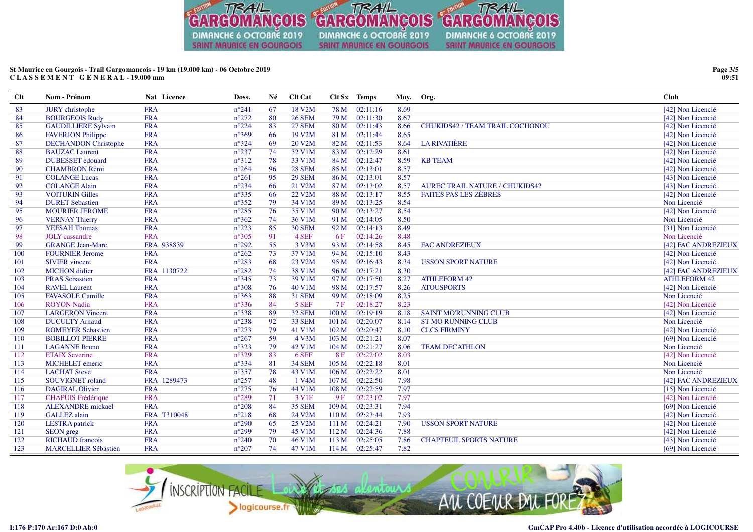**St Maurice en Gourgois - Trail Gargomancois - 19 km (19.000 km) - 06 Octobre 2019**
**C L A S S E M E N T G E N E R A L - 19.000 mm**

| Clt | Nom - Prénom | Nat | Licence | Doss. | Né | Clt Cat | Clt Sx | Temps | Moy. | Org. | Club |
|---|---|---|---|---|---|---|---|---|---|---|---|
| 83 | JURY christophe | FRA | | n°241 | 67 | 18 V2M | 78 M | 02:11:16 | 8.69 | | [42] Non Licencié |
| 84 | BOURGEOIS Rudy | FRA | | n°272 | 80 | 26 SEM | 79 M | 02:11:30 | 8.67 | | [42] Non Licencié |
| 85 | GAUDILLIERE Sylvain | FRA | | n°224 | 83 | 27 SEM | 80 M | 02:11:43 | 8.66 | CHUKIDS42 / TEAM TRAIL COCHONOU | [42] Non Licencié |
| 86 | FAVERJON Philippe | FRA | | n°369 | 66 | 19 V2M | 81 M | 02:11:44 | 8.65 | | [42] Non Licencié |
| 87 | DECHANDON Christophe | FRA | | n°324 | 69 | 20 V2M | 82 M | 02:11:53 | 8.64 | LA RIVATIÈRE | [42] Non Licencié |
| 88 | BAUZAC Laurent | FRA | | n°237 | 74 | 32 V1M | 83 M | 02:12:29 | 8.61 | | [42] Non Licencié |
| 89 | DUBESSET edouard | FRA | | n°312 | 78 | 33 V1M | 84 M | 02:12:47 | 8.59 | KB TEAM | [42] Non Licencié |
| 90 | CHAMBRON Rémi | FRA | | n°264 | 96 | 28 SEM | 85 M | 02:13:01 | 8.57 | | [42] Non Licencié |
| 91 | COLANGE Lucas | FRA | | n°261 | 95 | 29 SEM | 86 M | 02:13:01 | 8.57 | | [43] Non Licencié |
| 92 | COLANGE Alain | FRA | | n°234 | 66 | 21 V2M | 87 M | 02:13:02 | 8.57 | AUREC TRAIL NATURE / CHUKIDS42 | [43] Non Licencié |
| 93 | VOITURIN Gilles | FRA | | n°335 | 66 | 22 V2M | 88 M | 02:13:17 | 8.55 | FAITES PAS LES ZÈBRES | [42] Non Licencié |
| 94 | DURET Sebastien | FRA | | n°352 | 79 | 34 V1M | 89 M | 02:13:25 | 8.54 | | Non Licencié |
| 95 | MOURIER JEROME | FRA | | n°285 | 76 | 35 V1M | 90 M | 02:13:27 | 8.54 | | [42] Non Licencié |
| 96 | VERNAY Thierry | FRA | | n°362 | 74 | 36 V1M | 91 M | 02:14:05 | 8.50 | | Non Licencié |
| 97 | YEFSAH Thomas | FRA | | n°223 | 85 | 30 SEM | 92 M | 02:14:13 | 8.49 | | [31] Non Licencié |
| 98 | JOLY cassandre | FRA | | n°305 | 91 | 4 SEF | 6 F | 02:14:26 | 8.48 | | Non Licencié |
| 99 | GRANGE Jean-Marc | FRA | 938839 | n°292 | 55 | 3 V3M | 93 M | 02:14:58 | 8.45 | FAC ANDREZIEUX | [42] FAC ANDREZIEUX |
| 100 | FOURNIER Jerome | FRA | | n°262 | 73 | 37 V1M | 94 M | 02:15:10 | 8.43 | | [42] Non Licencié |
| 101 | SIVIER vincent | FRA | | n°283 | 68 | 23 V2M | 95 M | 02:16:43 | 8.34 | USSON SPORT NATURE | [42] Non Licencié |
| 102 | MICHON didier | FRA | 1130722 | n°282 | 74 | 38 V1M | 96 M | 02:17:21 | 8.30 | | [42] FAC ANDREZIEUX |
| 103 | PRAS Sebastien | FRA | | n°345 | 73 | 39 V1M | 97 M | 02:17:50 | 8.27 | ATHLEFORM 42 | ATHLEFORM 42 |
| 104 | RAVEL Laurent | FRA | | n°308 | 76 | 40 V1M | 98 M | 02:17:57 | 8.26 | ATOUSPORTS | [42] Non Licencié |
| 105 | FAVASOLE Camille | FRA | | n°363 | 88 | 31 SEM | 99 M | 02:18:09 | 8.25 | | Non Licencié |
| 106 | ROYON Nadia | FRA | | n°336 | 84 | 5 SEF | 7 F | 02:18:27 | 8.23 | | [42] Non Licencié |
| 107 | LARGERON Vincent | FRA | | n°338 | 89 | 32 SEM | 100 M | 02:19:19 | 8.18 | SAINT MO'RUNNING CLUB | [42] Non Licencié |
| 108 | DUCULTY Arnaud | FRA | | n°238 | 92 | 33 SEM | 101 M | 02:20:07 | 8.14 | ST MO RUNNING CLUB | Non Licencié |
| 109 | ROMEYER Sebastien | FRA | | n°273 | 79 | 41 V1M | 102 M | 02:20:47 | 8.10 | CLCS FIRMINY | [42] Non Licencié |
| 110 | BOBILLOT PIERRE | FRA | | n°267 | 59 | 4 V3M | 103 M | 02:21:21 | 8.07 | | [69] Non Licencié |
| 111 | LAGANNE Bruno | FRA | | n°323 | 79 | 42 V1M | 104 M | 02:21:27 | 8.06 | TEAM DECATHLON | Non Licencié |
| 112 | ETAIX Severine | FRA | | n°329 | 83 | 6 SEF | 8 F | 02:22:02 | 8.03 | | [42] Non Licencié |
| 113 | MICHELET emeric | FRA | | n°334 | 81 | 34 SEM | 105 M | 02:22:18 | 8.01 | | Non Licencié |
| 114 | LACHAT Steve | FRA | | n°357 | 78 | 43 V1M | 106 M | 02:22:22 | 8.01 | | Non Licencié |
| 115 | SOUVIGNET roland | FRA | 1289473 | n°257 | 48 | 1 V4M | 107 M | 02:22:50 | 7.98 | | [42] FAC ANDREZIEUX |
| 116 | DAGIRAL Olivier | FRA | | n°275 | 76 | 44 V1M | 108 M | 02:22:59 | 7.97 | | [15] Non Licencié |
| 117 | CHAPUIS Frédérique | FRA | | n°289 | 71 | 3 V1F | 9 F | 02:23:02 | 7.97 | | [42] Non Licencié |
| 118 | ALEXANDRE mickael | FRA | | n°208 | 84 | 35 SEM | 109 M | 02:23:31 | 7.94 | | [69] Non Licencié |
| 119 | GALLEZ alain | FRA | T310048 | n°218 | 68 | 24 V2M | 110 M | 02:23:44 | 7.93 | | [42] Non Licencié |
| 120 | LESTRA patrick | FRA | | n°290 | 65 | 25 V2M | 111 M | 02:24:21 | 7.90 | USSON SPORT NATURE | [42] Non Licencié |
| 121 | SEON greg | FRA | | n°299 | 79 | 45 V1M | 112 M | 02:24:36 | 7.88 | | [42] Non Licencié |
| 122 | RICHAUD francois | FRA | | n°240 | 70 | 46 V1M | 113 M | 02:25:05 | 7.86 | CHAPTEUIL SPORTS NATURE | [43] Non Licencié |
| 123 | MARCELLIER Sébastien | FRA | | n°207 | 74 | 47 V1M | 114 M | 02:25:47 | 7.82 | | [69] Non Licencié |

I:176 P:170 Ar:167 D:0 Ab:0

GmCAP Pro 4.40b - Licence d'utilisation accordée à LOGICOURSE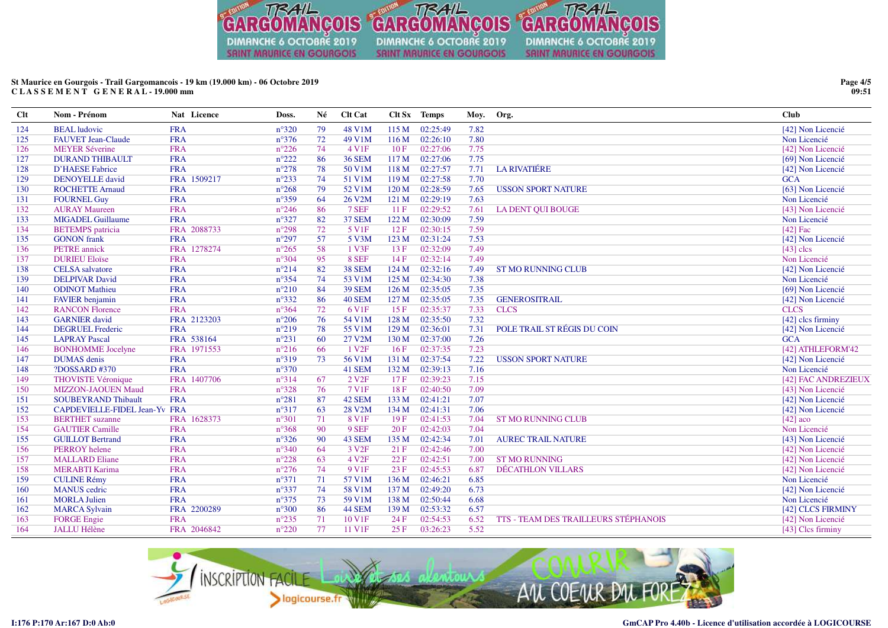St Maurice en Gourgois - Trail Gargomancois - 19 km (19.000 km) - 06 Octobre 2019
**C L A S S E M E N T   G E N E R A L - 19.000 mm**

| Clt | Nom - Prénom | Nat | Licence | Doss. | Né | Clt Cat | Clt Sx | Temps | Moy. | Org. | Club |
|---|---|---|---|---|---|---|---|---|---|---|---|
| 124 | BEAL ludovic | FRA | | n°320 | 79 | 48 V1M | 115 M | 02:25:49 | 7.82 | | [42] Non Licencié |
| 125 | FAUVET Jean-Claude | FRA | | n°376 | 72 | 49 V1M | 116 M | 02:26:10 | 7.80 | | Non Licencié |
| 126 | MEYER Séverine | FRA | | n°226 | 74 | 4 V1F | 10 F | 02:27:06 | 7.75 | | [42] Non Licencié |
| 127 | DURAND THIBAULT | FRA | | n°222 | 86 | 36 SEM | 117 M | 02:27:06 | 7.75 | | [69] Non Licencié |
| 128 | D'HAESE Fabrice | FRA | | n°278 | 78 | 50 V1M | 118 M | 02:27:57 | 7.71 | LA RIVATIÉRE | [42] Non Licencié |
| 129 | DENOYELLE david | FRA | 1509217 | n°233 | 74 | 51 V1M | 119 M | 02:27:58 | 7.70 | | GCA |
| 130 | ROCHETTE Arnaud | FRA | | n°268 | 79 | 52 V1M | 120 M | 02:28:59 | 7.65 | USSON SPORT NATURE | [63] Non Licencié |
| 131 | FOURNEL Guy | FRA | | n°359 | 64 | 26 V2M | 121 M | 02:29:19 | 7.63 | | Non Licencié |
| 132 | AURAY Maureen | FRA | | n°246 | 86 | 7 SEF | 11 F | 02:29:52 | 7.61 | LA DENT QUI BOUGE | [43] Non Licencié |
| 133 | MIGADEL Guillaume | FRA | | n°327 | 82 | 37 SEM | 122 M | 02:30:09 | 7.59 | | Non Licencié |
| 134 | BETEMPS patricia | FRA | 2088733 | n°298 | 72 | 5 V1F | 12 F | 02:30:15 | 7.59 | | [42] Fac |
| 135 | GONON frank | FRA | | n°297 | 57 | 5 V3M | 123 M | 02:31:24 | 7.53 | | [42] Non Licencié |
| 136 | PETRE annick | FRA | 1278274 | n°265 | 58 | 1 V3F | 13 F | 02:32:09 | 7.49 | | [43] clcs |
| 137 | DURIEU Eloïse | FRA | | n°304 | 95 | 8 SEF | 14 F | 02:32:14 | 7.49 | | Non Licencié |
| 138 | CELSA salvatore | FRA | | n°214 | 82 | 38 SEM | 124 M | 02:32:16 | 7.49 | ST MO RUNNING CLUB | [42] Non Licencié |
| 139 | DELPIVAR David | FRA | | n°354 | 74 | 53 V1M | 125 M | 02:34:30 | 7.38 | | Non Licencié |
| 140 | ODINOT Mathieu | FRA | | n°210 | 84 | 39 SEM | 126 M | 02:35:05 | 7.35 | | [69] Non Licencié |
| 141 | FAVIER benjamin | FRA | | n°332 | 86 | 40 SEM | 127 M | 02:35:05 | 7.35 | GENEROSITRAIL | [42] Non Licencié |
| 142 | RANCON Florence | FRA | | n°364 | 72 | 6 V1F | 15 F | 02:35:37 | 7.33 | CLCS | CLCS |
| 143 | GARNIER david | FRA | 2123203 | n°206 | 76 | 54 V1M | 128 M | 02:35:50 | 7.32 | | [42] clcs firminy |
| 144 | DEGRUEL Frederic | FRA | | n°219 | 78 | 55 V1M | 129 M | 02:36:01 | 7.31 | POLE TRAIL ST RÉGIS DU COIN | [42] Non Licencié |
| 145 | LAPRAY Pascal | FRA | 538164 | n°231 | 60 | 27 V2M | 130 M | 02:37:00 | 7.26 | | GCA |
| 146 | BONHOMME Jocelyne | FRA | 1971553 | n°216 | 66 | 1 V2F | 16 F | 02:37:35 | 7.23 | | [42] ATHLEFORM'42 |
| 147 | DUMAS denis | FRA | | n°319 | 73 | 56 V1M | 131 M | 02:37:54 | 7.22 | USSON SPORT NATURE | [42] Non Licencié |
| 148 | ?DOSSARD #370 | FRA | | n°370 | | 41 SEM | 132 M | 02:39:13 | 7.16 | | Non Licencié |
| 149 | THOVISTE Véronique | FRA | 1407706 | n°314 | 67 | 2 V2F | 17 F | 02:39:23 | 7.15 | | [42] FAC ANDREZIEUX |
| 150 | MIZZON-JAOUEN Maud | FRA | | n°328 | 76 | 7 V1F | 18 F | 02:40:50 | 7.09 | | [43] Non Licencié |
| 151 | SOUBEYRAND Thibault | FRA | | n°281 | 87 | 42 SEM | 133 M | 02:41:21 | 7.07 | | [42] Non Licencié |
| 152 | CAPDEVIELLE-FIDEL Jean-Yv | FRA | | n°317 | 63 | 28 V2M | 134 M | 02:41:31 | 7.06 | | [42] Non Licencié |
| 153 | BERTHET suzanne | FRA | 1628373 | n°301 | 71 | 8 V1F | 19 F | 02:41:53 | 7.04 | ST MO RUNNING CLUB | [42] aco |
| 154 | GAUTIER Camille | FRA | | n°368 | 90 | 9 SEF | 20 F | 02:42:03 | 7.04 | | Non Licencié |
| 155 | GUILLOT Bertrand | FRA | | n°326 | 90 | 43 SEM | 135 M | 02:42:34 | 7.01 | AUREC TRAIL NATURE | [43] Non Licencié |
| 156 | PERROY helene | FRA | | n°340 | 64 | 3 V2F | 21 F | 02:42:46 | 7.00 | | [42] Non Licencié |
| 157 | MALLARD Eliane | FRA | | n°228 | 63 | 4 V2F | 22 F | 02:42:51 | 7.00 | ST MO RUNNING | [42] Non Licencié |
| 158 | MERABTI Karima | FRA | | n°276 | 74 | 9 V1F | 23 F | 02:45:53 | 6.87 | DÉCATHLON VILLARS | [42] Non Licencié |
| 159 | CULINE Rémy | FRA | | n°371 | 71 | 57 V1M | 136 M | 02:46:21 | 6.85 | | Non Licencié |
| 160 | MANUS cedric | FRA | | n°337 | 74 | 58 V1M | 137 M | 02:49:20 | 6.73 | | [42] Non Licencié |
| 161 | MORLA Julien | FRA | | n°375 | 73 | 59 V1M | 138 M | 02:50:44 | 6.68 | | Non Licencié |
| 162 | MARCA Sylvain | FRA | 2200289 | n°300 | 86 | 44 SEM | 139 M | 02:53:32 | 6.57 | | [42] CLCS FIRMINY |
| 163 | FORGE Engie | FRA | | n°235 | 71 | 10 V1F | 24 F | 02:54:53 | 6.52 | TTS - TEAM DES TRAILLEURS STÉPHANOIS | [42] Non Licencié |
| 164 | JALLU Hélène | FRA | 2046842 | n°220 | 77 | 11 V1F | 25 F | 03:26:23 | 5.52 | | [43] Clcs firminy |

I:176 P:170 Ar:167 D:0 Ab:0

GmCAP Pro 4.40b - Licence d'utilisation accordée à LOGICOURSE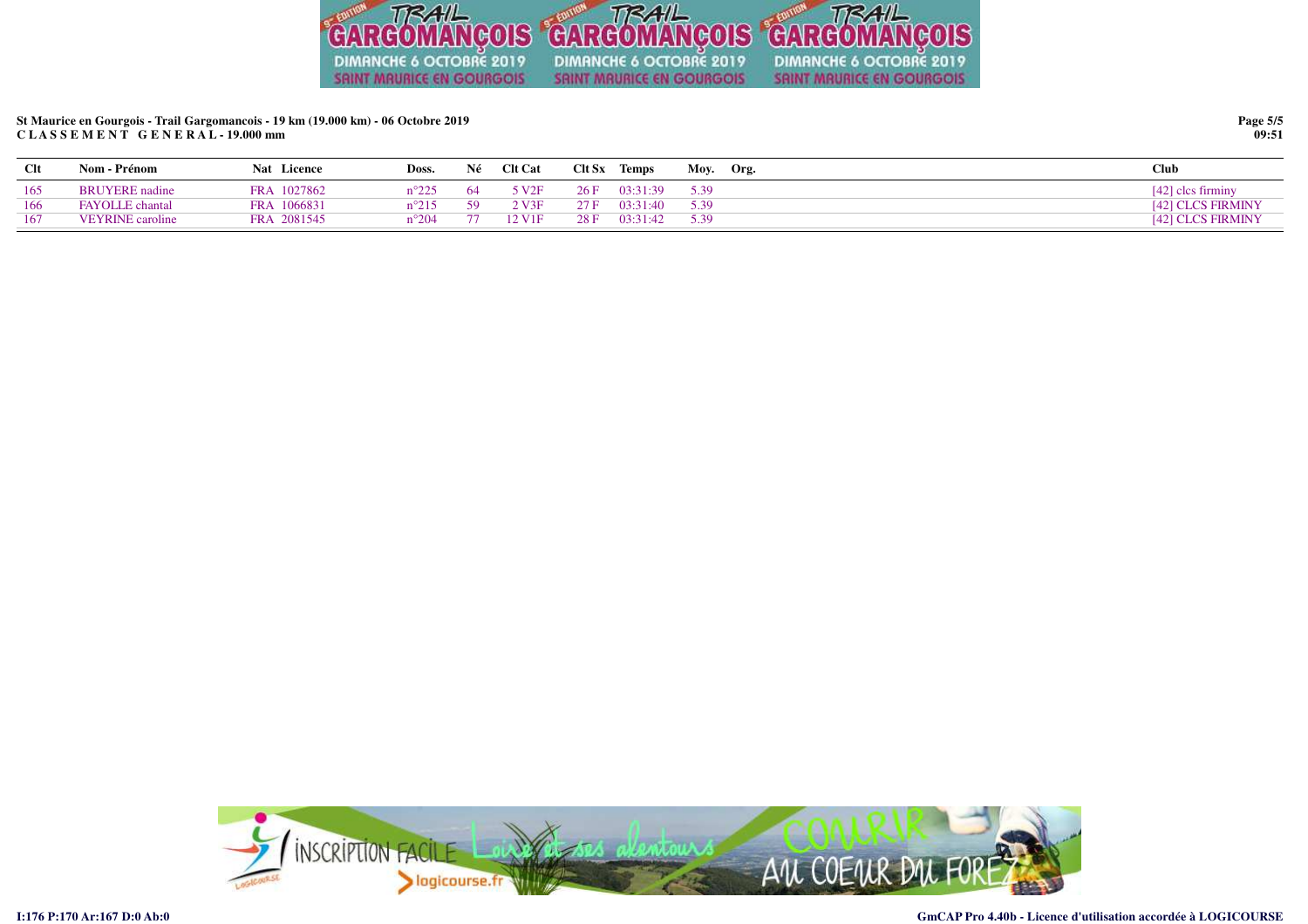**St Maurice en Gourgois - Trail Gargomancois - 19 km (19.000 km) - 06 Octobre 2019**
**C L A S S E M E N T   G E N E R A L - 19.000 mm**

| Clt | Nom - Prénom | Nat | Licence | Doss. | Né | Clt Cat | Clt Sx | Temps | Moy. | Org. | Club |
|---|---|---|---|---|---|---|---|---|---|---|---|
| 165 | BRUYERE nadine | FRA | 1027862 | n°225 | 64 | 5 V2F | 26 F | 03:31:39 | 5.39 | | [42] clcs firminy |
| 166 | FAYOLLE chantal | FRA | 1066831 | n°215 | 59 | 2 V3F | 27 F | 03:31:40 | 5.39 | | [42] CLCS FIRMINY |
| 167 | VEYRINE caroline | FRA | 2081545 | n°204 | 77 | 12 V1F | 28 F | 03:31:42 | 5.39 | | [42] CLCS FIRMINY |

I:176 P:170 Ar:167 D:0 Ab:0

GmCAP Pro 4.40b - Licence d'utilisation accordée à LOGICOURSE